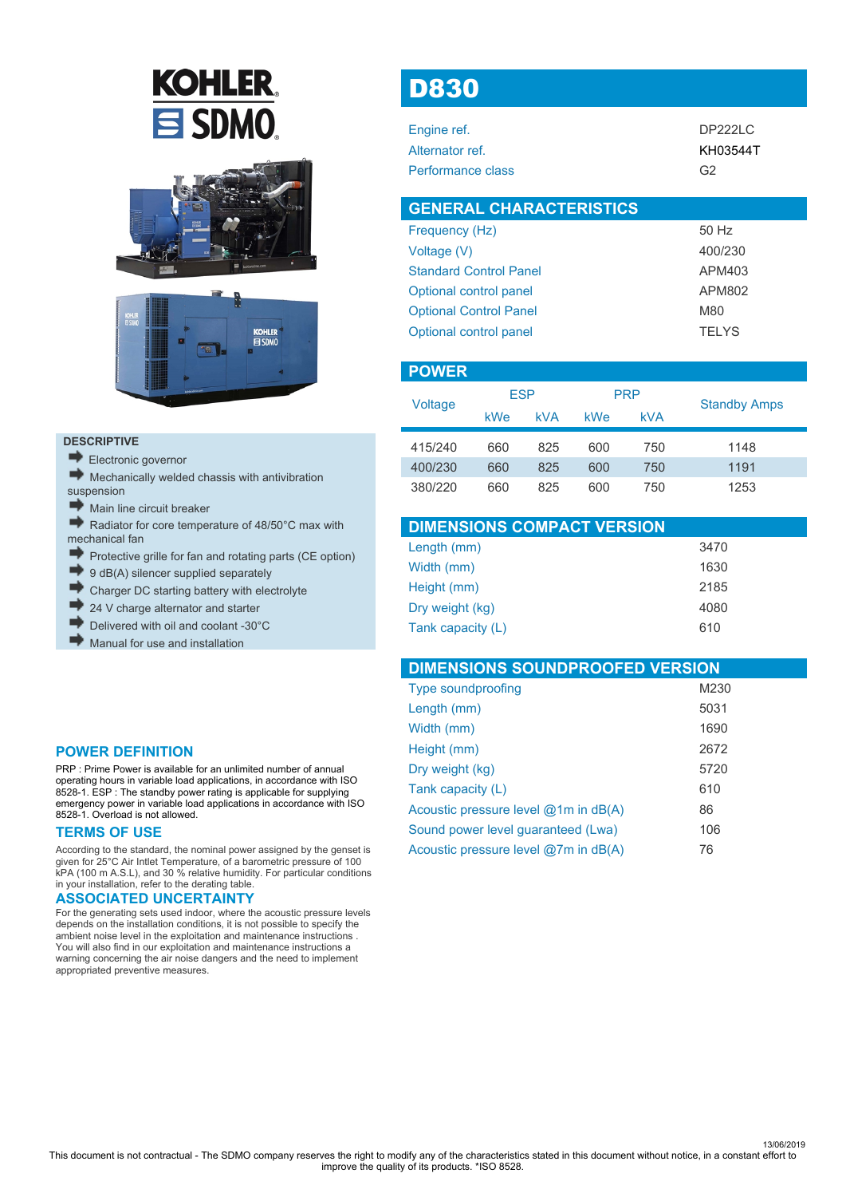KOHLER SDMO

# D830

| | |
|---|---|
| Engine ref. | DP222LC |
| Alternator ref. | KH03544T |
| Performance class | G2 |

## GENERAL CHARACTERISTICS

| | |
|---|---|
| Frequency (Hz) | 50 Hz |
| Voltage (V) | 400/230 |
| Standard Control Panel | APM403 |
| Optional control panel | APM802 |
| Optional Control Panel | M80 |
| Optional control panel | TELYS |

## POWER

| Voltage | ESP | | PRP | | Standby Amps |
|---|---|---|---|---|---|
| | kWe | kVA | kWe | kVA | |
| 415/240 | 660 | 825 | 600 | 750 | 1148 |
| 400/230 | 660 | 825 | 600 | 750 | 1191 |
| 380/220 | 660 | 825 | 600 | 750 | 1253 |

## DIMENSIONS COMPACT VERSION

| | |
|---|---|
| Length (mm) | 3470 |
| Width (mm) | 1630 |
| Height (mm) | 2185 |
| Dry weight (kg) | 4080 |
| Tank capacity (L) | 610 |

## DIMENSIONS SOUNDPROOFED VERSION

| | |
|---|---|
| Type soundproofing | M230 |
| Length (mm) | 5031 |
| Width (mm) | 1690 |
| Height (mm) | 2672 |
| Dry weight (kg) | 5720 |
| Tank capacity (L) | 610 |
| Acoustic pressure level @1m in dB(A) | 86 |
| Sound power level guaranteed (Lwa) | 106 |
| Acoustic pressure level @7m in dB(A) | 76 |

### DESCRIPTIVE

- Electronic governor
- Mechanically welded chassis with antivibration suspension
- Main line circuit breaker
- Radiator for core temperature of 48/50°C max with mechanical fan
- Protective grille for fan and rotating parts (CE option)
- 9 dB(A) silencer supplied separately
- Charger DC starting battery with electrolyte
- 24 V charge alternator and starter
- Delivered with oil and coolant -30°C
- Manual for use and installation

## POWER DEFINITION

PRP : Prime Power is available for an unlimited number of annual operating hours in variable load applications, in accordance with ISO 8528-1. ESP : The standby power rating is applicable for supplying emergency power in variable load applications in accordance with ISO 8528-1. Overload is not allowed.

## TERMS OF USE

According to the standard, the nominal power assigned by the genset is given for 25°C Air Intlet Temperature, of a barometric pressure of 100 kPA (100 m A.S.L), and 30 % relative humidity. For particular conditions in your installation, refer to the derating table.

## ASSOCIATED UNCERTAINTY

For the generating sets used indoor, where the acoustic pressure levels depends on the installation conditions, it is not possible to specify the ambient noise level in the exploitation and maintenance instructions . You will also find in our exploitation and maintenance instructions a warning concerning the air noise dangers and the need to implement appropriated preventive measures.

13/06/2019

This document is not contractual - The SDMO company reserves the right to modify any of the characteristics stated in this document without notice, in a constant effort to improve the quality of its products. *ISO 8528.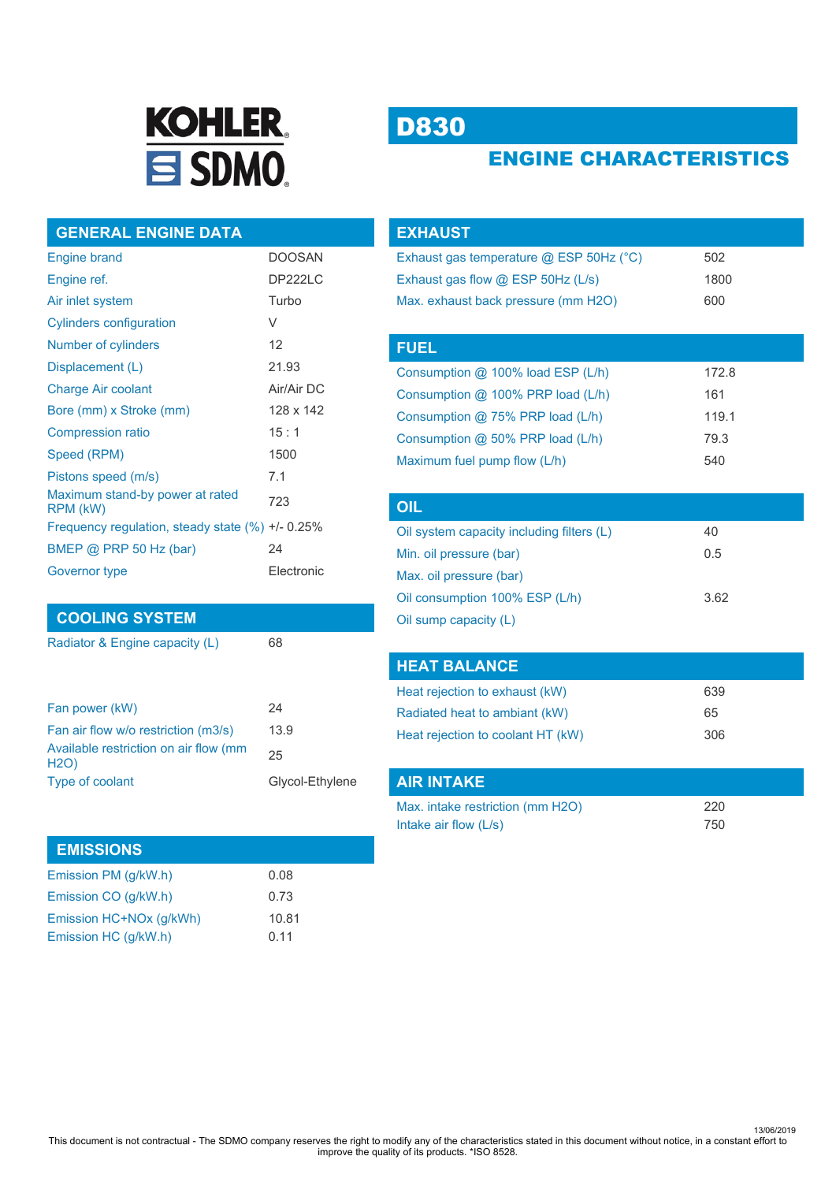KOHLER SDMO

# D830

## ENGINE CHARACTERISTICS

### GENERAL ENGINE DATA

| | |
|---|---|
| Engine brand | DOOSAN |
| Engine ref. | DP222LC |
| Air inlet system | Turbo |
| Cylinders configuration | V |
| Number of cylinders | 12 |
| Displacement (L) | 21.93 |
| Charge Air coolant | Air/Air DC |
| Bore (mm) x Stroke (mm) | 128 x 142 |
| Compression ratio | 15 : 1 |
| Speed (RPM) | 1500 |
| Pistons speed (m/s) | 7.1 |
| Maximum stand-by power at rated RPM (kW) | 723 |
| Frequency regulation, steady state (%) | +/- 0.25% |
| BMEP @ PRP 50 Hz (bar) | 24 |
| Governor type | Electronic |

### COOLING SYSTEM

| | |
|---|---|
| Radiator & Engine capacity (L) | 68 |
| Fan power (kW) | 24 |
| Fan air flow w/o restriction (m3/s) | 13.9 |
| Available restriction on air flow (mm H2O) | 25 |
| Type of coolant | Glycol-Ethylene |

### EMISSIONS

| | |
|---|---|
| Emission PM (g/kW.h) | 0.08 |
| Emission CO (g/kW.h) | 0.73 |
| Emission HC+NOx (g/kWh) | 10.81 |
| Emission HC (g/kW.h) | 0.11 |

### EXHAUST

| | |
|---|---|
| Exhaust gas temperature @ ESP 50Hz (°C) | 502 |
| Exhaust gas flow @ ESP 50Hz (L/s) | 1800 |
| Max. exhaust back pressure (mm H2O) | 600 |

### FUEL

| | |
|---|---|
| Consumption @ 100% load ESP (L/h) | 172.8 |
| Consumption @ 100% PRP load (L/h) | 161 |
| Consumption @ 75% PRP load (L/h) | 119.1 |
| Consumption @ 50% PRP load (L/h) | 79.3 |
| Maximum fuel pump flow (L/h) | 540 |

### OIL

| | |
|---|---|
| Oil system capacity including filters (L) | 40 |
| Min. oil pressure (bar) | 0.5 |
| Max. oil pressure (bar) | |
| Oil consumption 100% ESP (L/h) | 3.62 |
| Oil sump capacity (L) | |

### HEAT BALANCE

| | |
|---|---|
| Heat rejection to exhaust (kW) | 639 |
| Radiated heat to ambiant (kW) | 65 |
| Heat rejection to coolant HT (kW) | 306 |

### AIR INTAKE

| | |
|---|---|
| Max. intake restriction (mm H2O) | 220 |
| Intake air flow (L/s) | 750 |

13/06/2019

This document is not contractual - The SDMO company reserves the right to modify any of the characteristics stated in this document without notice, in a constant effort to improve the quality of its products. *ISO 8528.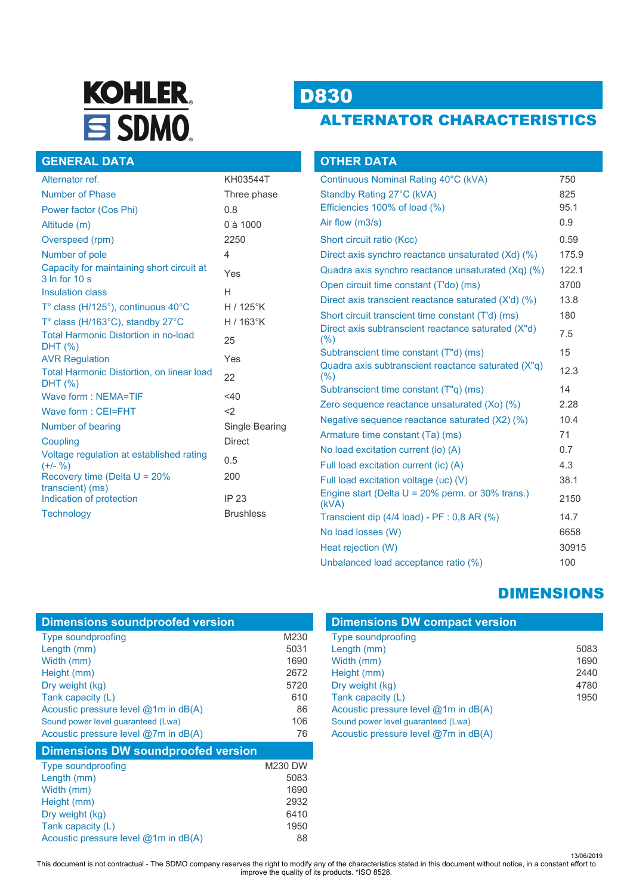KOHLER SDMO

# D830

## ALTERNATOR CHARACTERISTICS

### GENERAL DATA

| | |
|---|---|
| Alternator ref. | KH03544T |
| Number of Phase | Three phase |
| Power factor (Cos Phi) | 0.8 |
| Altitude (m) | 0 à 1000 |
| Overspeed (rpm) | 2250 |
| Number of pole | 4 |
| Capacity for maintaining short circuit at 3 In for 10 s | Yes |
| Insulation class | H |
| T° class (H/125°), continuous 40°C | H / 125°K |
| T° class (H/163°C), standby 27°C | H / 163°K |
| Total Harmonic Distortion in no-load DHT (%) | 25 |
| AVR Regulation | Yes |
| Total Harmonic Distortion, on linear load DHT (%) | 22 |
| Wave form : NEMA=TIF | <40 |
| Wave form : CEI=FHT | <2 |
| Number of bearing | Single Bearing |
| Coupling | Direct |
| Voltage regulation at established rating (+/- %) | 0.5 |
| Recovery time (Delta U = 20% transcient) (ms) | 200 |
| Indication of protection | IP 23 |
| Technology | Brushless |

### OTHER DATA

| | |
|---|---|
| Continuous Nominal Rating 40°C (kVA) | 750 |
| Standby Rating 27°C (kVA) | 825 |
| Efficiencies 100% of load (%) | 95.1 |
| Air flow (m3/s) | 0.9 |
| Short circuit ratio (Kcc) | 0.59 |
| Direct axis synchro reactance unsaturated (Xd) (%) | 175.9 |
| Quadra axis synchro reactance unsaturated (Xq) (%) | 122.1 |
| Open circuit time constant (T'do) (ms) | 3700 |
| Direct axis transcient reactance saturated (X'd) (%) | 13.8 |
| Short circuit transcient time constant (T'd) (ms) | 180 |
| Direct axis subtranscient reactance saturated (X"d) (%) | 7.5 |
| Subtranscient time constant (T"d) (ms) | 15 |
| Quadra axis subtranscient reactance saturated (X"q) (%) | 12.3 |
| Subtranscient time constant (T"q) (ms) | 14 |
| Zero sequence reactance unsaturated (Xo) (%) | 2.28 |
| Negative sequence reactance saturated (X2) (%) | 10.4 |
| Armature time constant (Ta) (ms) | 71 |
| No load excitation current (io) (A) | 0.7 |
| Full load excitation current (ic) (A) | 4.3 |
| Full load excitation voltage (uc) (V) | 38.1 |
| Engine start (Delta U = 20% perm. or 30% trans.) (kVA) | 2150 |
| Transcient dip (4/4 load) - PF : 0,8 AR (%) | 14.7 |
| No load losses (W) | 6658 |
| Heat rejection (W) | 30915 |
| Unbalanced load acceptance ratio (%) | 100 |

## DIMENSIONS

### Dimensions soundproofed version

| | |
|---|---|
| Type soundproofing | M230 |
| Length (mm) | 5031 |
| Width (mm) | 1690 |
| Height (mm) | 2672 |
| Dry weight (kg) | 5720 |
| Tank capacity (L) | 610 |
| Acoustic pressure level @1m in dB(A) | 86 |
| Sound power level guaranteed (Lwa) | 106 |
| Acoustic pressure level @7m in dB(A) | 76 |

### Dimensions DW soundproofed version

| | |
|---|---|
| Type soundproofing | M230 DW |
| Length (mm) | 5083 |
| Width (mm) | 1690 |
| Height (mm) | 2932 |
| Dry weight (kg) | 6410 |
| Tank capacity (L) | 1950 |
| Acoustic pressure level @1m in dB(A) | 88 |

### Dimensions DW compact version

| | |
|---|---|
| Type soundproofing | |
| Length (mm) | 5083 |
| Width (mm) | 1690 |
| Height (mm) | 2440 |
| Dry weight (kg) | 4780 |
| Tank capacity (L) | 1950 |
| Acoustic pressure level @1m in dB(A) | |
| Sound power level guaranteed (Lwa) | |
| Acoustic pressure level @7m in dB(A) | |

13/06/2019

This document is not contractual - The SDMO company reserves the right to modify any of the characteristics stated in this document without notice, in a constant effort to improve the quality of its products. *ISO 8528.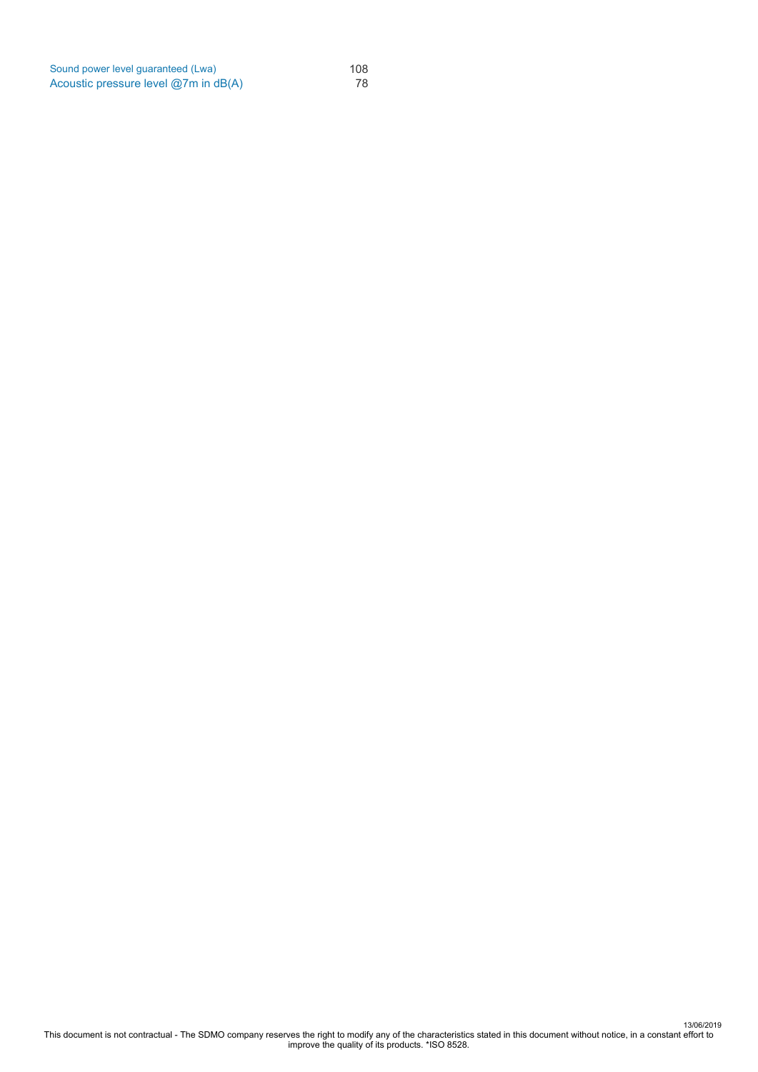| | |
|---|---|
| Sound power level guaranteed (Lwa) | 108 |
| Acoustic pressure level @7m in dB(A) | 78 |

This document is not contractual - The SDMO company reserves the right to modify any of the characteristics stated in this document without notice, in a constant effort to improve the quality of its products. *ISO 8528.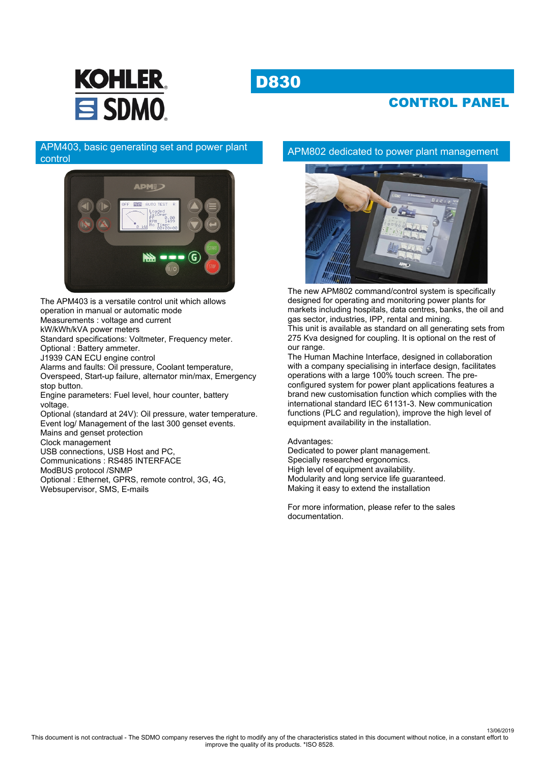# D830

## CONTROL PANEL

### APM403, basic generating set and power plant control

The APM403 is a versatile control unit which allows operation in manual or automatic mode
Measurements : voltage and current
kW/kWh/kVA power meters
Standard specifications: Voltmeter, Frequency meter.
Optional : Battery ammeter.
J1939 CAN ECU engine control
Alarms and faults: Oil pressure, Coolant temperature, Overspeed, Start-up failure, alternator min/max, Emergency stop button.
Engine parameters: Fuel level, hour counter, battery voltage.
Optional (standard at 24V): Oil pressure, water temperature.
Event log/ Management of the last 300 genset events.
Mains and genset protection
Clock management
USB connections, USB Host and PC,
Communications : RS485 INTERFACE
ModBUS protocol /SNMP
Optional : Ethernet, GPRS, remote control, 3G, 4G, Websupervisor, SMS, E-mails

### APM802 dedicated to power plant management

The new APM802 command/control system is specifically designed for operating and monitoring power plants for markets including hospitals, data centres, banks, the oil and gas sector, industries, IPP, rental and mining.
This unit is available as standard on all generating sets from 275 Kva designed for coupling. It is optional on the rest of our range.
The Human Machine Interface, designed in collaboration with a company specialising in interface design, facilitates operations with a large 100% touch screen. The pre-configured system for power plant applications features a brand new customisation function which complies with the international standard IEC 61131-3. New communication functions (PLC and regulation), improve the high level of equipment availability in the installation.

Advantages:
Dedicated to power plant management.
Specially researched ergonomics.
High level of equipment availability.
Modularity and long service life guaranteed.
Making it easy to extend the installation

For more information, please refer to the sales documentation.

13/06/2019
This document is not contractual - The SDMO company reserves the right to modify any of the characteristics stated in this document without notice, in a constant effort to improve the quality of its products. *ISO 8528.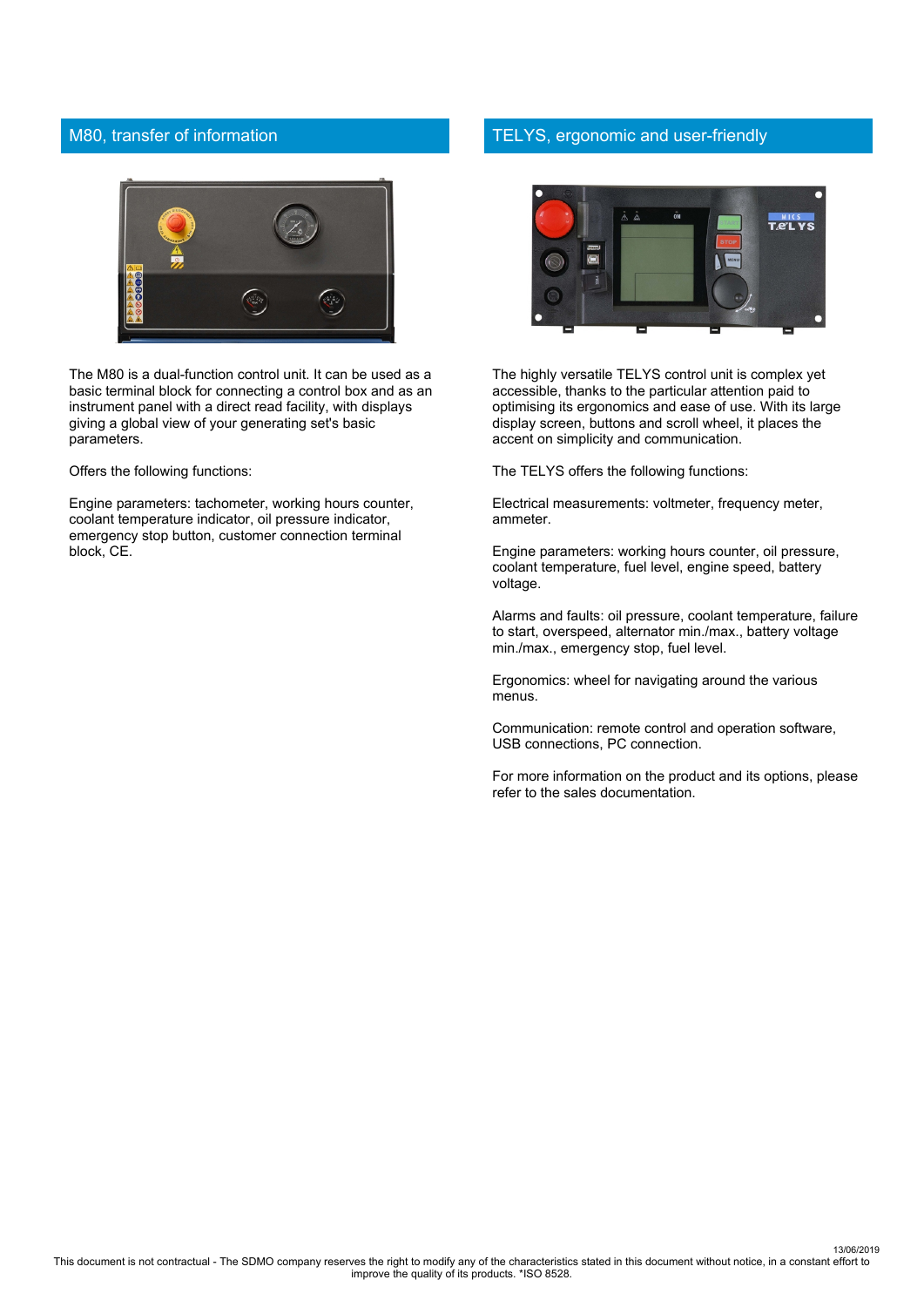## M80, transfer of information

The M80 is a dual-function control unit. It can be used as a basic terminal block for connecting a control box and as an instrument panel with a direct read facility, with displays giving a global view of your generating set's basic parameters.

Offers the following functions:

Engine parameters: tachometer, working hours counter, coolant temperature indicator, oil pressure indicator, emergency stop button, customer connection terminal block, CE.

## TELYS, ergonomic and user-friendly

The highly versatile TELYS control unit is complex yet accessible, thanks to the particular attention paid to optimising its ergonomics and ease of use. With its large display screen, buttons and scroll wheel, it places the accent on simplicity and communication.

The TELYS offers the following functions:

Electrical measurements: voltmeter, frequency meter, ammeter.

Engine parameters: working hours counter, oil pressure, coolant temperature, fuel level, engine speed, battery voltage.

Alarms and faults: oil pressure, coolant temperature, failure to start, overspeed, alternator min./max., battery voltage min./max., emergency stop, fuel level.

Ergonomics: wheel for navigating around the various menus.

Communication: remote control and operation software, USB connections, PC connection.

For more information on the product and its options, please refer to the sales documentation.

13/06/2019

This document is not contractual - The SDMO company reserves the right to modify any of the characteristics stated in this document without notice, in a constant effort to improve the quality of its products. *ISO 8528.